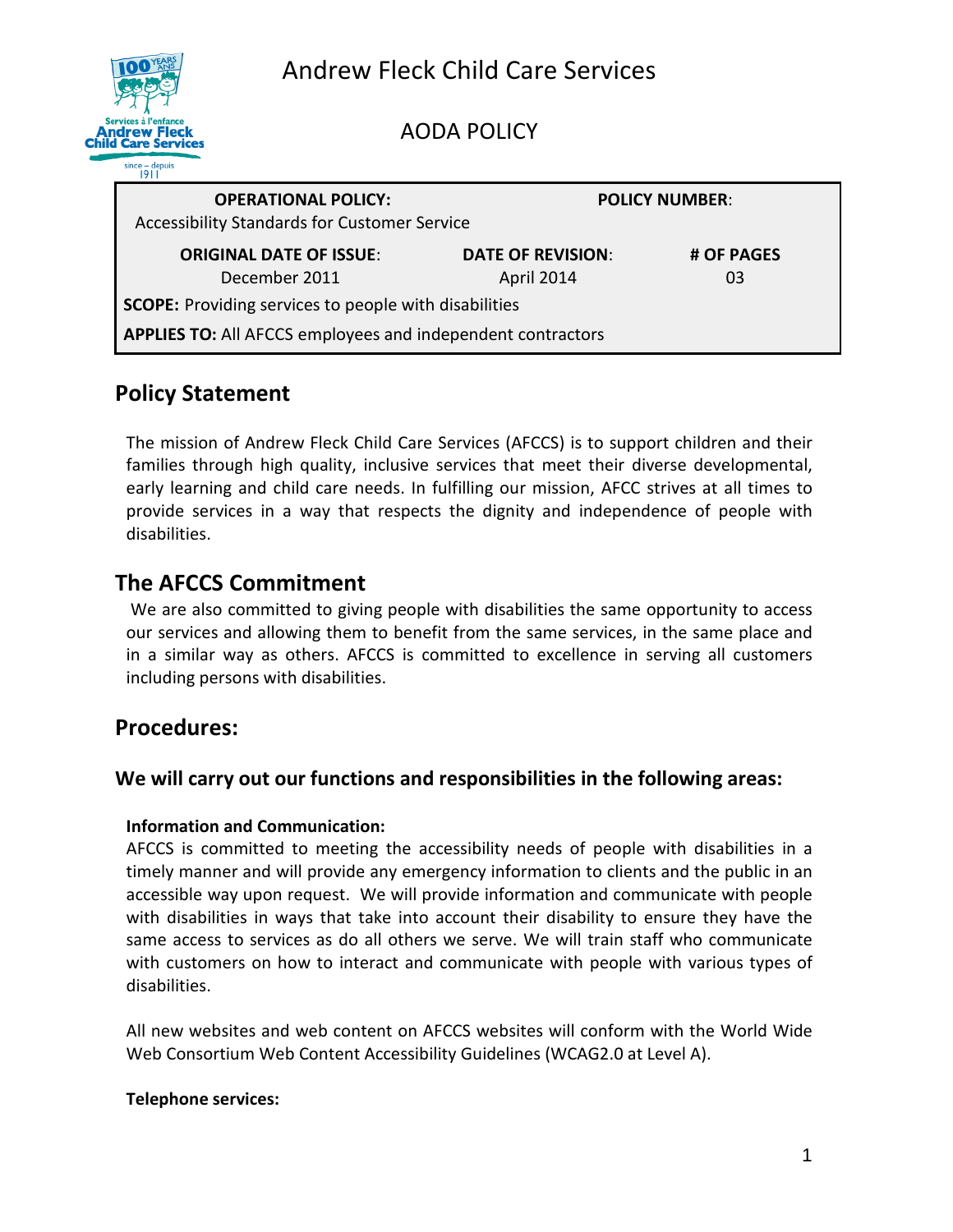# Andrew Fleck Child Care Services

## AODA POLICY

| OPERATIONAL POLICY: Accessibility Standards for Customer Service | | POLICY NUMBER: |
|---|---|---|
| **ORIGINAL DATE OF ISSUE**: December 2011 | **DATE OF REVISION**: April 2014 | **# OF PAGES** 03 |
| **SCOPE:** Providing services to people with disabilities | | |
| **APPLIES TO:** All AFCCS employees and independent contractors | | |

## Policy Statement

The mission of Andrew Fleck Child Care Services (AFCCS) is to support children and their families through high quality, inclusive services that meet their diverse developmental, early learning and child care needs. In fulfilling our mission, AFCC strives at all times to provide services in a way that respects the dignity and independence of people with disabilities.

## The AFCCS Commitment

We are also committed to giving people with disabilities the same opportunity to access our services and allowing them to benefit from the same services, in the same place and in a similar way as others. AFCCS is committed to excellence in serving all customers including persons with disabilities.

## Procedures:

### We will carry out our functions and responsibilities in the following areas:

**Information and Communication:**
AFCCS is committed to meeting the accessibility needs of people with disabilities in a timely manner and will provide any emergency information to clients and the public in an accessible way upon request. We will provide information and communicate with people with disabilities in ways that take into account their disability to ensure they have the same access to services as do all others we serve. We will train staff who communicate with customers on how to interact and communicate with people with various types of disabilities.

All new websites and web content on AFCCS websites will conform with the World Wide Web Consortium Web Content Accessibility Guidelines (WCAG2.0 at Level A).

**Telephone services:**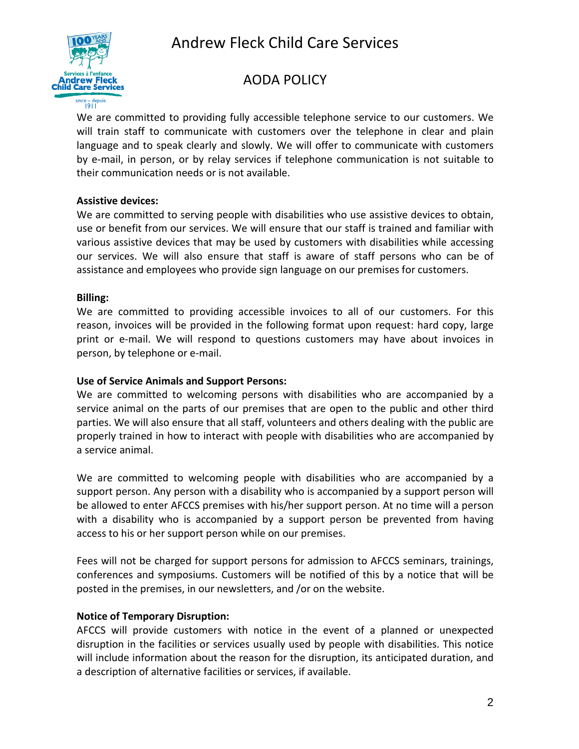We are committed to providing fully accessible telephone service to our customers. We will train staff to communicate with customers over the telephone in clear and plain language and to speak clearly and slowly. We will offer to communicate with customers by e-mail, in person, or by relay services if telephone communication is not suitable to their communication needs or is not available.

**Assistive devices:**
We are committed to serving people with disabilities who use assistive devices to obtain, use or benefit from our services. We will ensure that our staff is trained and familiar with various assistive devices that may be used by customers with disabilities while accessing our services. We will also ensure that staff is aware of staff persons who can be of assistance and employees who provide sign language on our premises for customers.

**Billing:**
We are committed to providing accessible invoices to all of our customers. For this reason, invoices will be provided in the following format upon request: hard copy, large print or e-mail. We will respond to questions customers may have about invoices in person, by telephone or e-mail.

**Use of Service Animals and Support Persons:**
We are committed to welcoming persons with disabilities who are accompanied by a service animal on the parts of our premises that are open to the public and other third parties. We will also ensure that all staff, volunteers and others dealing with the public are properly trained in how to interact with people with disabilities who are accompanied by a service animal.

We are committed to welcoming people with disabilities who are accompanied by a support person. Any person with a disability who is accompanied by a support person will be allowed to enter AFCCS premises with his/her support person. At no time will a person with a disability who is accompanied by a support person be prevented from having access to his or her support person while on our premises.

Fees will not be charged for support persons for admission to AFCCS seminars, trainings, conferences and symposiums. Customers will be notified of this by a notice that will be posted in the premises, in our newsletters, and /or on the website.

**Notice of Temporary Disruption:**
AFCCS will provide customers with notice in the event of a planned or unexpected disruption in the facilities or services usually used by people with disabilities. This notice will include information about the reason for the disruption, its anticipated duration, and a description of alternative facilities or services, if available.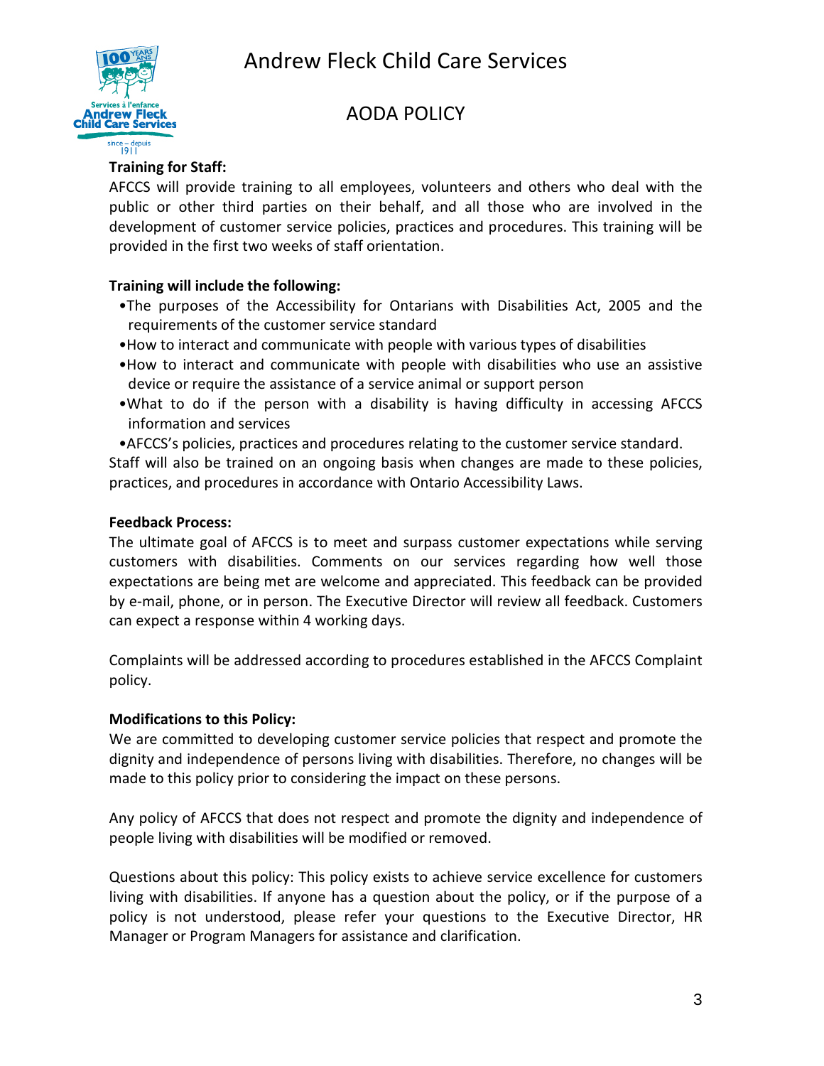**Training for Staff:**

AFCCS will provide training to all employees, volunteers and others who deal with the public or other third parties on their behalf, and all those who are involved in the development of customer service policies, practices and procedures. This training will be provided in the first two weeks of staff orientation.

**Training will include the following:**

- The purposes of the Accessibility for Ontarians with Disabilities Act, 2005 and the requirements of the customer service standard
- How to interact and communicate with people with various types of disabilities
- How to interact and communicate with people with disabilities who use an assistive device or require the assistance of a service animal or support person
- What to do if the person with a disability is having difficulty in accessing AFCCS information and services
- AFCCS's policies, practices and procedures relating to the customer service standard.

Staff will also be trained on an ongoing basis when changes are made to these policies, practices, and procedures in accordance with Ontario Accessibility Laws.

**Feedback Process:**

The ultimate goal of AFCCS is to meet and surpass customer expectations while serving customers with disabilities. Comments on our services regarding how well those expectations are being met are welcome and appreciated. This feedback can be provided by e-mail, phone, or in person. The Executive Director will review all feedback. Customers can expect a response within 4 working days.

Complaints will be addressed according to procedures established in the AFCCS Complaint policy.

**Modifications to this Policy:**

We are committed to developing customer service policies that respect and promote the dignity and independence of persons living with disabilities. Therefore, no changes will be made to this policy prior to considering the impact on these persons.

Any policy of AFCCS that does not respect and promote the dignity and independence of people living with disabilities will be modified or removed.

Questions about this policy: This policy exists to achieve service excellence for customers living with disabilities. If anyone has a question about the policy, or if the purpose of a policy is not understood, please refer your questions to the Executive Director, HR Manager or Program Managers for assistance and clarification.